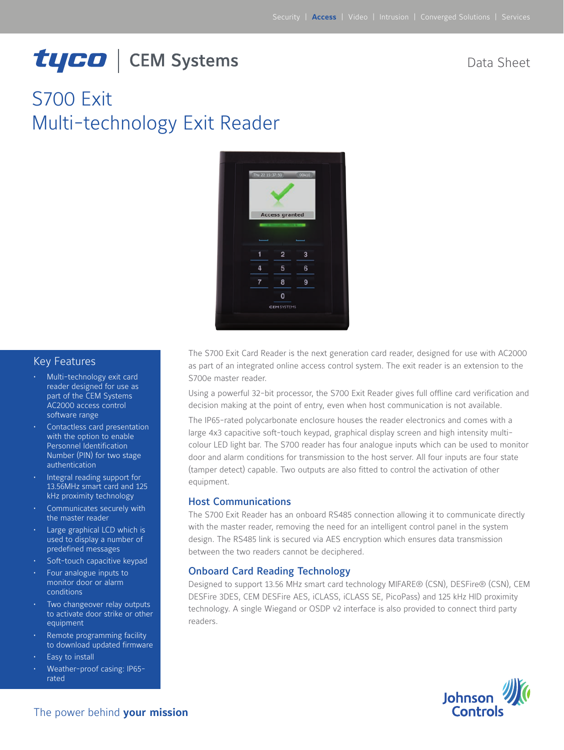Security | **Access** | Video | Intrusion | Converged Solutions | Services

tyco | CEM Systems

Data Sheet

# S700 Exit
# Multi-technology Exit Reader

## Key Features

- Multi-technology exit card reader designed for use as part of the CEM Systems AC2000 access control software range
- Contactless card presentation with the option to enable Personnel Identification Number (PIN) for two stage authentication
- Integral reading support for 13.56MHz smart card and 125 kHz proximity technology
- Communicates securely with the master reader
- Large graphical LCD which is used to display a number of predefined messages
- Soft-touch capacitive keypad
- Four analogue inputs to monitor door or alarm conditions
- Two changeover relay outputs to activate door strike or other equipment
- Remote programming facility to download updated firmware
- Easy to install
- Weather-proof casing: IP65-rated

The S700 Exit Card Reader is the next generation card reader, designed for use with AC2000 as part of an integrated online access control system. The exit reader is an extension to the S700e master reader.

Using a powerful 32-bit processor, the S700 Exit Reader gives full offline card verification and decision making at the point of entry, even when host communication is not available.

The IP65-rated polycarbonate enclosure houses the reader electronics and comes with a large 4x3 capacitive soft-touch keypad, graphical display screen and high intensity multi-colour LED light bar. The S700 reader has four analogue inputs which can be used to monitor door and alarm conditions for transmission to the host server. All four inputs are four state (tamper detect) capable. Two outputs are also fitted to control the activation of other equipment.

## Host Communications

The S700 Exit Reader has an onboard RS485 connection allowing it to communicate directly with the master reader, removing the need for an intelligent control panel in the system design. The RS485 link is secured via AES encryption which ensures data transmission between the two readers cannot be deciphered.

## Onboard Card Reading Technology

Designed to support 13.56 MHz smart card technology MIFARE® (CSN), DESFire® (CSN), CEM DESFire 3DES, CEM DESFire AES, iCLASS, iCLASS SE, PicoPass) and 125 kHz HID proximity technology. A single Wiegand or OSDP v2 interface is also provided to connect third party readers.

The power behind **your mission**

Johnson Controls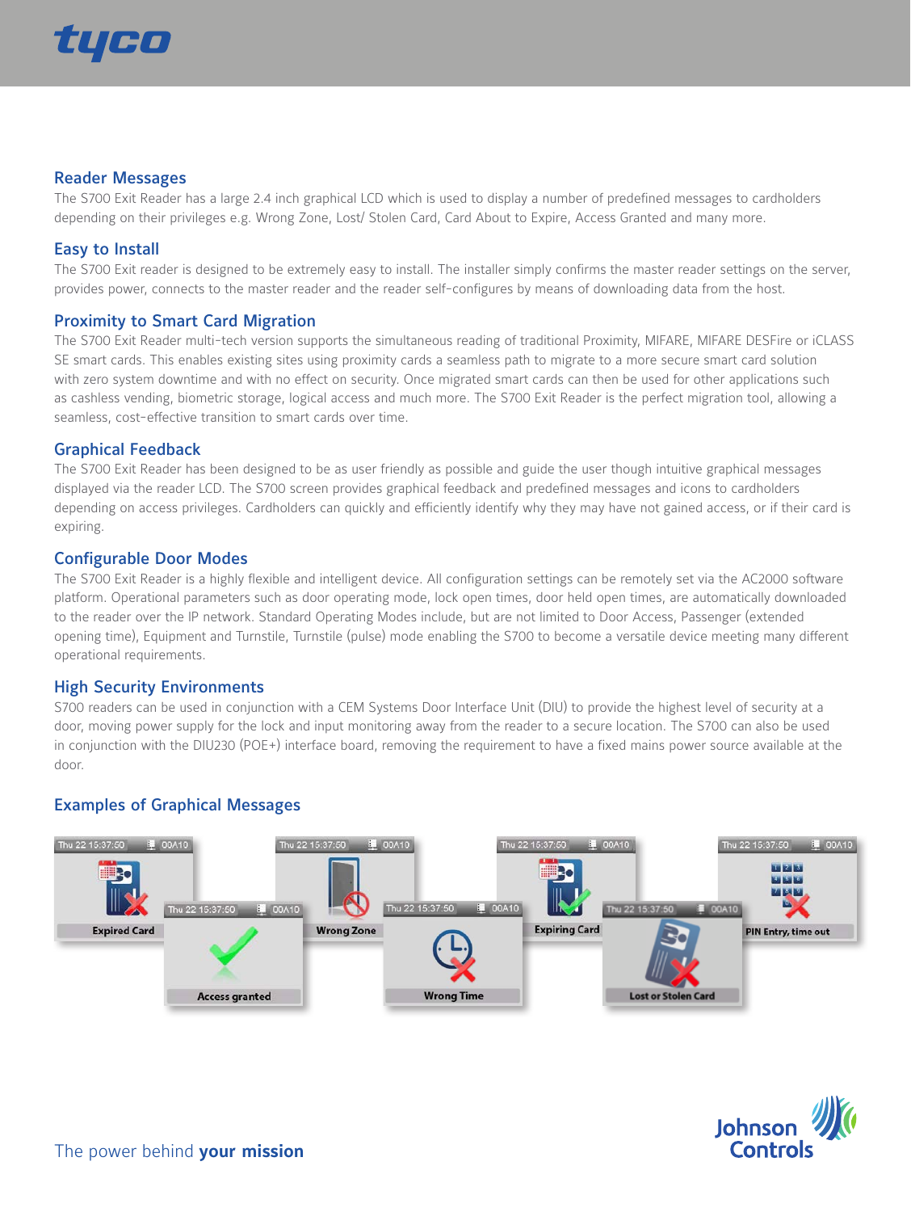## Reader Messages

The S700 Exit Reader has a large 2.4 inch graphical LCD which is used to display a number of predefined messages to cardholders depending on their privileges e.g. Wrong Zone, Lost/ Stolen Card, Card About to Expire, Access Granted and many more.

## Easy to Install

The S700 Exit reader is designed to be extremely easy to install. The installer simply confirms the master reader settings on the server, provides power, connects to the master reader and the reader self-configures by means of downloading data from the host.

## Proximity to Smart Card Migration

The S700 Exit Reader multi-tech version supports the simultaneous reading of traditional Proximity, MIFARE, MIFARE DESFire or iCLASS SE smart cards. This enables existing sites using proximity cards a seamless path to migrate to a more secure smart card solution with zero system downtime and with no effect on security. Once migrated smart cards can then be used for other applications such as cashless vending, biometric storage, logical access and much more. The S700 Exit Reader is the perfect migration tool, allowing a seamless, cost-effective transition to smart cards over time.

## Graphical Feedback

The S700 Exit Reader has been designed to be as user friendly as possible and guide the user though intuitive graphical messages displayed via the reader LCD. The S700 screen provides graphical feedback and predefined messages and icons to cardholders depending on access privileges. Cardholders can quickly and efficiently identify why they may have not gained access, or if their card is expiring.

## Configurable Door Modes

The S700 Exit Reader is a highly flexible and intelligent device. All configuration settings can be remotely set via the AC2000 software platform. Operational parameters such as door operating mode, lock open times, door held open times, are automatically downloaded to the reader over the IP network. Standard Operating Modes include, but are not limited to Door Access, Passenger (extended opening time), Equipment and Turnstile, Turnstile (pulse) mode enabling the S700 to become a versatile device meeting many different operational requirements.

## High Security Environments

S700 readers can be used in conjunction with a CEM Systems Door Interface Unit (DIU) to provide the highest level of security at a door, moving power supply for the lock and input monitoring away from the reader to a secure location. The S700 can also be used in conjunction with the DIU230 (POE+) interface board, removing the requirement to have a fixed mains power source available at the door.

## Examples of Graphical Messages

Expired Card · Access granted · Wrong Zone · Wrong Time · Expiring Card · Lost or Stolen Card · PIN Entry, time out

The power behind **your mission**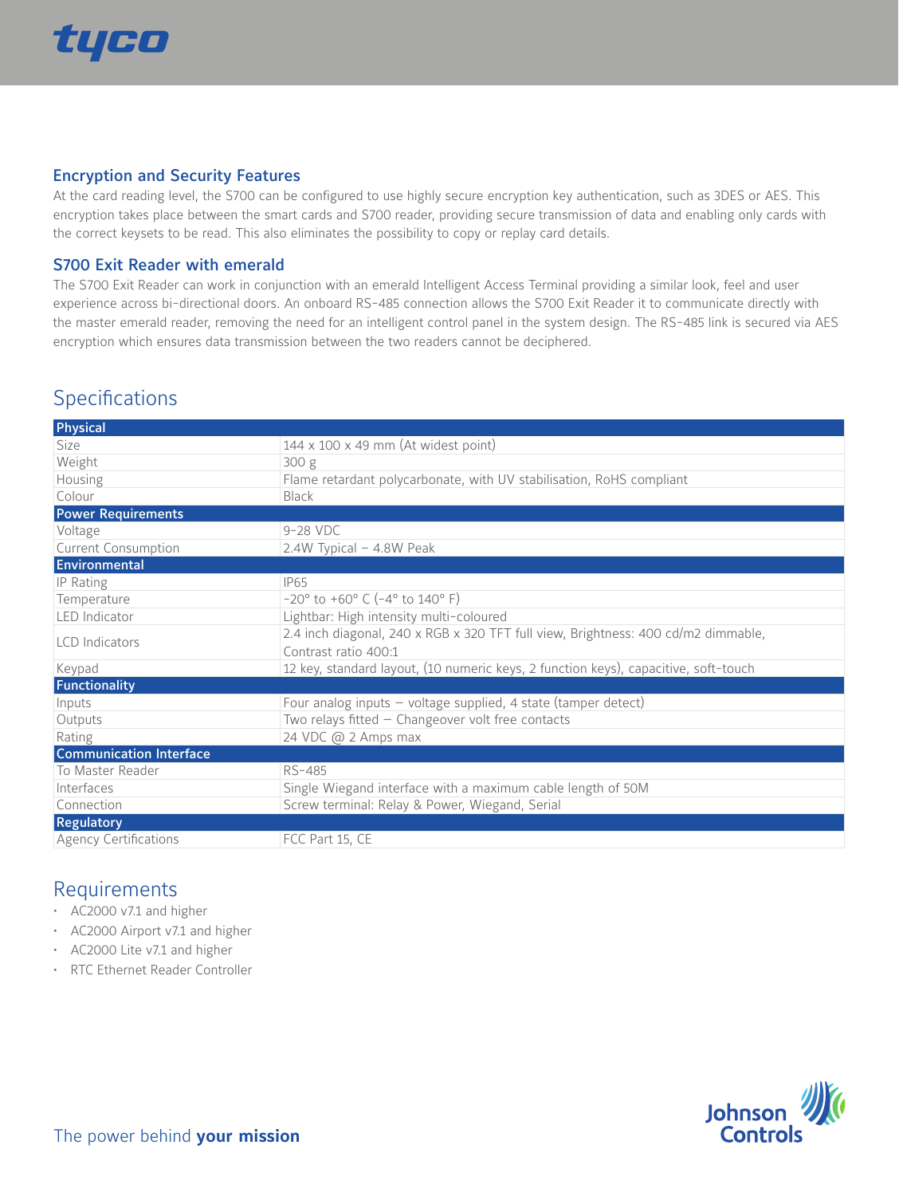## Encryption and Security Features

At the card reading level, the S700 can be configured to use highly secure encryption key authentication, such as 3DES or AES. This encryption takes place between the smart cards and S700 reader, providing secure transmission of data and enabling only cards with the correct keysets to be read. This also eliminates the possibility to copy or replay card details.

## S700 Exit Reader with emerald

The S700 Exit Reader can work in conjunction with an emerald Intelligent Access Terminal providing a similar look, feel and user experience across bi-directional doors. An onboard RS-485 connection allows the S700 Exit Reader it to communicate directly with the master emerald reader, removing the need for an intelligent control panel in the system design. The RS-485 link is secured via AES encryption which ensures data transmission between the two readers cannot be deciphered.

# Specifications

| **Physical** | |
|---|---|
| Size | 144 x 100 x 49 mm (At widest point) |
| Weight | 300 g |
| Housing | Flame retardant polycarbonate, with UV stabilisation, RoHS compliant |
| Colour | Black |
| **Power Requirements** | |
| Voltage | 9-28 VDC |
| Current Consumption | 2.4W Typical – 4.8W Peak |
| **Environmental** | |
| IP Rating | IP65 |
| Temperature | -20° to +60° C (-4° to 140° F) |
| LED Indicator | Lightbar: High intensity multi-coloured |
| LCD Indicators | 2.4 inch diagonal, 240 x RGB x 320 TFT full view, Brightness: 400 cd/m2 dimmable, Contrast ratio 400:1 |
| Keypad | 12 key, standard layout, (10 numeric keys, 2 function keys), capacitive, soft-touch |
| **Functionality** | |
| Inputs | Four analog inputs – voltage supplied, 4 state (tamper detect) |
| Outputs | Two relays fitted – Changeover volt free contacts |
| Rating | 24 VDC @ 2 Amps max |
| **Communication Interface** | |
| To Master Reader | RS-485 |
| Interfaces | Single Wiegand interface with a maximum cable length of 50M |
| Connection | Screw terminal: Relay & Power, Wiegand, Serial |
| **Regulatory** | |
| Agency Certifications | FCC Part 15, CE |

# Requirements

- AC2000 v7.1 and higher
- AC2000 Airport v7.1 and higher
- AC2000 Lite v7.1 and higher
- RTC Ethernet Reader Controller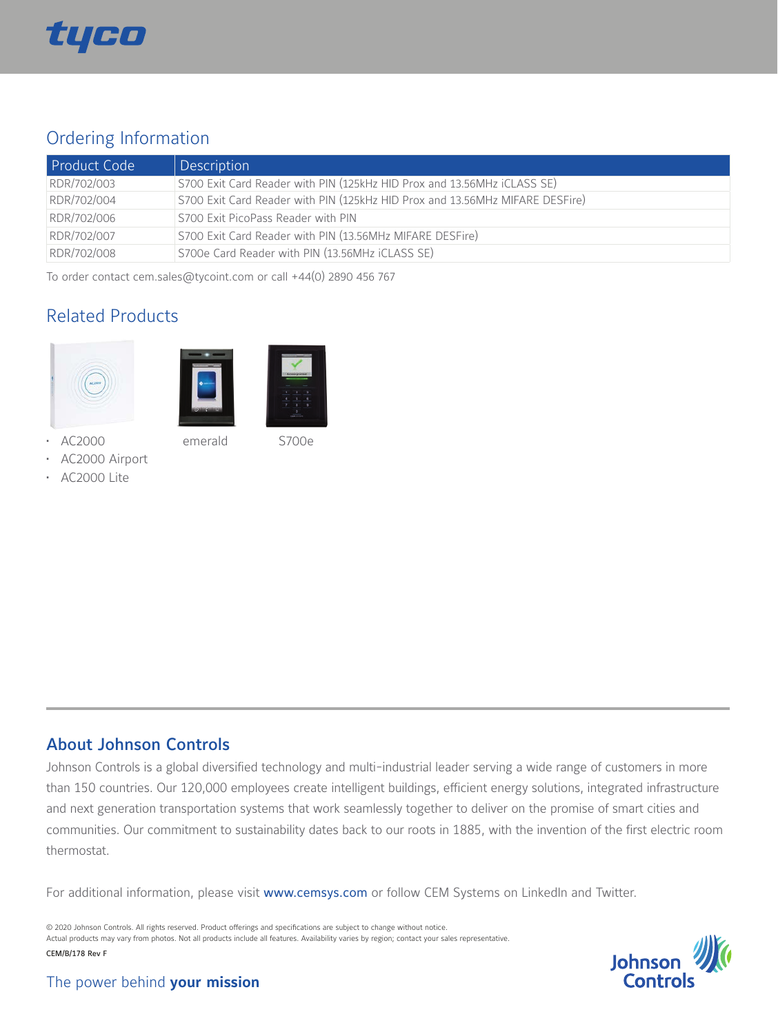## Ordering Information

| Product Code | Description |
|---|---|
| RDR/702/003 | S700 Exit Card Reader with PIN (125kHz HID Prox and 13.56MHz iCLASS SE) |
| RDR/702/004 | S700 Exit Card Reader with PIN (125kHz HID Prox and 13.56MHz MIFARE DESFire) |
| RDR/702/006 | S700 Exit PicoPass Reader with PIN |
| RDR/702/007 | S700 Exit Card Reader with PIN (13.56MHz MIFARE DESFire) |
| RDR/702/008 | S700e Card Reader with PIN (13.56MHz iCLASS SE) |

To order contact cem.sales@tycoint.com or call +44(0) 2890 456 767

## Related Products

- AC2000
- AC2000 Airport
- AC2000 Lite

emerald

S700e

## About Johnson Controls

Johnson Controls is a global diversified technology and multi-industrial leader serving a wide range of customers in more than 150 countries. Our 120,000 employees create intelligent buildings, efficient energy solutions, integrated infrastructure and next generation transportation systems that work seamlessly together to deliver on the promise of smart cities and communities. Our commitment to sustainability dates back to our roots in 1885, with the invention of the first electric room thermostat.

For additional information, please visit www.cemsys.com or follow CEM Systems on LinkedIn and Twitter.

© 2020 Johnson Controls. All rights reserved. Product offerings and specifications are subject to change without notice.
Actual products may vary from photos. Not all products include all features. Availability varies by region; contact your sales representative.

CEM/B/178 Rev F

The power behind **your mission**